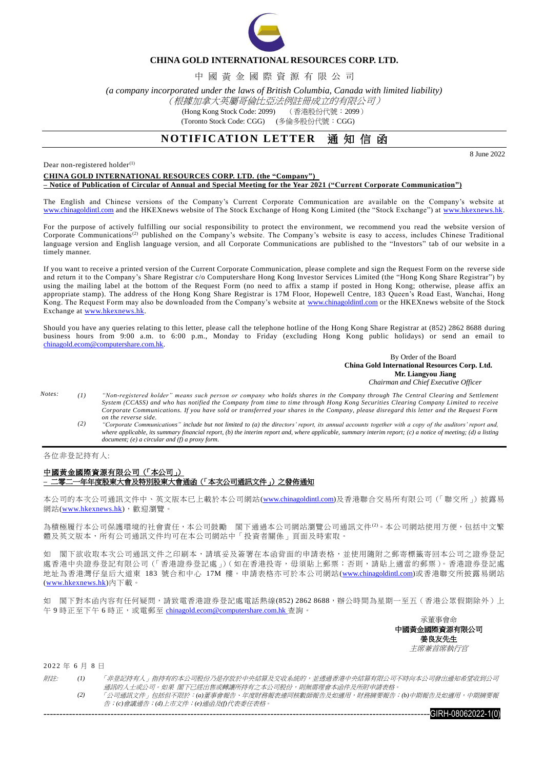**CHINA GOLD INTERNATIONAL RESOURCES CORP. LTD.**

中 國 黃 金 國 際 資 源 有 限 公 司

*(a company incorporated under the laws of British Columbia, Canada with limited liability)*

*（根據加拿大英屬哥倫比亞法例註冊成立的有限公司）*

(Hong Kong Stock Code: 2099) （香港股份代號：2099）

(Toronto Stock Code: CGG) (多倫多股份代號：CGG)

# NOTIFICATION LETTER 通 知 信 函

8 June 2022

Dear non-registered holder[(1)]

**CHINA GOLD INTERNATIONAL RESOURCES CORP. LTD. (the "Company") – Notice of Publication of Circular of Annual and Special Meeting for the Year 2021 ("Current Corporate Communication")**

The English and Chinese versions of the Company's Current Corporate Communication are available on the Company's website at www.chinagoldintl.com and the HKEXnews website of The Stock Exchange of Hong Kong Limited (the "Stock Exchange") at www.hkexnews.hk.

For the purpose of actively fulfilling our social responsibility to protect the environment, we recommend you read the website version of Corporate Communications[(2)] published on the Company's website. The Company's website is easy to access, includes Chinese Traditional language version and English language version, and all Corporate Communications are published to the "Investors" tab of our website in a timely manner.

If you want to receive a printed version of the Current Corporate Communication, please complete and sign the Request Form on the reverse side and return it to the Company's Share Registrar c/o Computershare Hong Kong Investor Services Limited (the "Hong Kong Share Registrar") by using the mailing label at the bottom of the Request Form (no need to affix a stamp if posted in Hong Kong; otherwise, please affix an appropriate stamp). The address of the Hong Kong Share Registrar is 17M Floor, Hopewell Centre, 183 Queen's Road East, Wanchai, Hong Kong. The Request Form may also be downloaded from the Company's website at www.chinagoldintl.com or the HKEXnews website of the Stock Exchange at www.hkexnews.hk.

Should you have any queries relating to this letter, please call the telephone hotline of the Hong Kong Share Registrar at (852) 2862 8688 during business hours from 9:00 a.m. to 6:00 p.m., Monday to Friday (excluding Hong Kong public holidays) or send an email to chinagold.ecom@computershare.com.hk.

By Order of the Board
**China Gold International Resources Corp. Ltd.**
**Mr. Liangyou Jiang**
*Chairman and Chief Executive Officer*

*Notes:*

*(1) "Non-registered holder" means such person or company who holds shares in the Company through The Central Clearing and Settlement System (CCASS) and who has notified the Company from time to time through Hong Kong Securities Clearing Company Limited to receive Corporate Communications. If you have sold or transferred your shares in the Company, please disregard this letter and the Request Form on the reverse side.*

*(2) "Corporate Communications" include but not limited to (a) the directors' report, its annual accounts together with a copy of the auditors' report and, where applicable, its summary financial report, (b) the interim report and, where applicable, summary interim report; (c) a notice of meeting; (d) a listing document; (e) a circular and (f) a proxy form.*

---

各位非登記持有人:

**中國黃金國際資源有限公司（「本公司」）– 二零二一年年度股東大會及特別股東大會通函（「本次公司通訊文件」）之發佈通知**

本公司的本次公司通訊文件中、英文版本已上載於本公司網站(www.chinagoldintl.com)及香港聯合交易所有限公司（「聯交所」）披露易網站(www.hkexnews.hk)，歡迎瀏覽。

為積極履行本公司保護環境的社會責任，本公司鼓勵 閣下通過本公司網站瀏覽公司通訊文件[(2)]。本公司網站使用方便，包括中文繁體及英文版本，所有公司通訊文件均可在本公司網站中「投資者關係」頁面及時索取。

如 閣下欲收取本次公司通訊文件之印刷本，請填妥及簽署在本函背面的申請表格，並使用隨附之郵寄標籤寄回本公司之證券登記處香港中央證券登記有限公司（「香港證券登記處」）(如在香港投寄，毋須貼上郵票；否則，請貼上適當的郵票)。香港證券登記處地址為香港灣仔皇后大道東 183 號合和中心 17M 樓。申請表格亦可於本公司網站(www.chinagoldintl.com)或香港聯交所披露易網站(www.hkexnews.hk)內下載。

如 閣下對本函內容有任何疑問，請致電香港證券登記處電話熱線(852) 2862 8688，辦公時間為星期一至五（香港公眾假期除外）上午 9 時正至下午 6 時正，或電郵至 chinagold.ecom@computershare.com.hk 查詢。

承董事會命
**中國黃金國際資源有限公司**
**姜良友先生**
*主席兼首席執行官*

2022 年 6 月 8 日

*附註:*

*(1) 「非登記持有人」指持有的本公司股份乃是存放於中央結算及交收系統的，並透過香港中央結算有限公司不時向本公司發出通知希望收到公司通訊的人士或公司。如果 閣下已經出售或轉讓所持有之本公司股份，則無需理會本函件及所附申請表格。*

*(2) 「公司通訊文件」包括但不限於：(a)董事會報告、年度財務報表連同核數師報告及如適用，財務摘要報告；(b)中期報告及如適用，中期摘要報告；(c)會議通告；(d)上市文件；(e)通函及(f)代表委任表格。*

GIRH-08062022-1(0)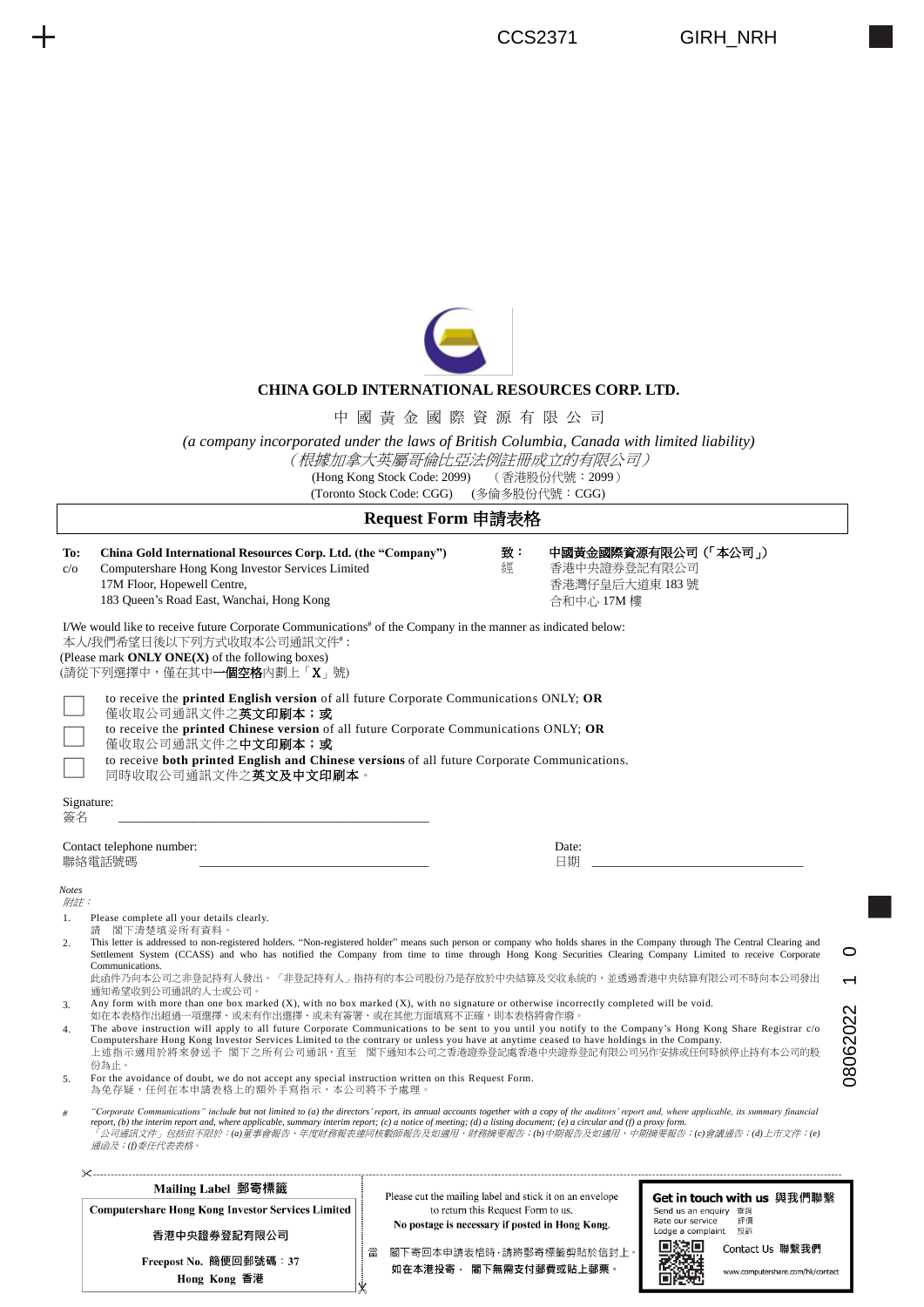**CHINA GOLD INTERNATIONAL RESOURCES CORP. LTD.**

中 國 黃 金 國 際 資 源 有 限 公 司

*(a company incorporated under the laws of British Columbia, Canada with limited liability)*

*（根據加拿大英屬哥倫比亞法例註冊成立的有限公司）*

(Hong Kong Stock Code: 2099)　（香港股份代號：2099）

(Toronto Stock Code: CGG)　(多倫多股份代號：CGG)

## Request Form 申請表格

**To:** **China Gold International Resources Corp. Ltd. (the "Company")**
c/o Computershare Hong Kong Investor Services Limited
17M Floor, Hopewell Centre,
183 Queen's Road East, Wanchai, Hong Kong

**致：** **中國黃金國際資源有限公司（「本公司」）**
經 香港中央證券登記有限公司
香港灣仔皇后大道東 183 號
合和中心 17M 樓

I/We would like to receive future Corporate Communications# of the Company in the manner as indicated below:
本人/我們希望日後以下列方式收取本公司通訊文件#：
(Please mark **ONLY ONE(X)** of the following boxes)
(請從下列選擇中，僅在其中**一個空格**內劃上「**X**」號)

☐ to receive the **printed English version** of all future Corporate Communications ONLY; **OR**
僅收取公司通訊文件之**英文印刷本；或**

☐ to receive the **printed Chinese version** of all future Corporate Communications ONLY; **OR**
僅收取公司通訊文件之**中文印刷本；或**

☐ to receive **both printed English and Chinese versions** of all future Corporate Communications.
同時收取公司通訊文件之**英文及中文印刷本**。

Signature:
簽名 \_\_\_\_\_\_\_\_\_\_\_\_\_\_\_\_\_\_\_\_\_\_\_\_\_\_\_\_\_\_

Contact telephone number:
聯絡電話號碼 \_\_\_\_\_\_\_\_\_\_\_\_\_\_\_\_\_\_\_\_\_\_\_\_\_\_\_\_\_\_

Date:
日期 \_\_\_\_\_\_\_\_\_\_\_\_\_\_\_\_\_\_\_\_\_\_\_\_\_\_\_\_\_\_

*Notes*
*附註：*

1. Please complete all your details clearly.
請　閣下清楚填妥所有資料。
2. This letter is addressed to non-registered holders. "Non-registered holder" means such person or company who holds shares in the Company through The Central Clearing and Settlement System (CCASS) and who has notified the Company from time to time through Hong Kong Securities Clearing Company Limited to receive Corporate Communications.
此函件乃向本公司之非登記持有人發出。「非登記持有人」指持有的本公司股份乃是存放於中央結算及交收系統的，並通過香港中央結算有限公司不時向本公司發出通知希望收到公司通訊文件的人士或公司。
3. Any form with more than one box marked (X), with no box marked (X), with no signature or otherwise incorrectly completed will be void.
如在本表格作出超過一項選擇、或未有作出選擇、或未有簽署、或在其他方面填寫不正確，則本表格將會作廢。
4. The above instruction will apply to all future Corporate Communications to be sent to you until you notify to the Company's Hong Kong Share Registrar c/o Computershare Hong Kong Investor Services Limited to the contrary or unless you have at anytime ceased to have holdings in the Company.
上述指示適用於將來發送予　閣下之所有公司通訊，直至　閣下通知本公司之香港證券登記處香港中央證券登記有限公司另作安排或任何時候停止持有本公司的股份為止。
5. For the avoidance of doubt, we do not accept any special instruction written on this Request Form.
為免存疑，任何在本申請表格上的額外手寫指示，本公司將不予處理。

\# *"Corporate Communications" include but not limited to (a) the directors' report, its annual accounts together with a copy of the auditors' report and, where applicable, its summary financial report, (b) the interim report and, where applicable, summary interim report; (c) a notice of meeting; (d) a listing document; (e) a circular and (f) a proxy form.*
*「公司通訊文件」包括但不限於：(a)董事會報告、年度財務報表連同核數師報告及如適用，財務摘要報告；(b)中期報告及如適用，中期摘要報告；(c)會議通告；(d)上市文件；(e)通函及；(f)委任代表表格。*

---

**Mailing Label 郵寄標籤**

**Computershare Hong Kong Investor Services Limited**

**香港中央證券登記有限公司**

**Freepost No. 簡便回郵號碼：37**

**Hong Kong 香港**

Please cut the mailing label and stick it on an envelope to return this Request Form to us.
**No postage is necessary if posted in Hong Kong.**

當　閣下寄回本申請表格時，請將郵寄標籤剪貼於信封上。
**如在本港投寄，　閣下無需支付郵費或貼上郵票。**

**Get in touch with us 與我們聯繫**
Send us an enquiry 查詢
Rate our service 評價
Lodge a complaint 投訴
Contact Us 聯繫我們
www.computershare.com/hk/contact